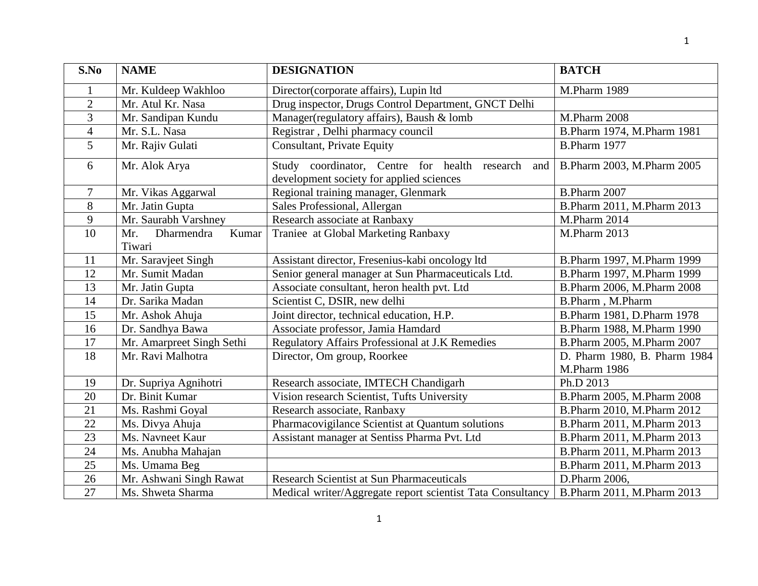| S.No | NAME | DESIGNATION | BATCH |
|---|---|---|---|
| 1 | Mr. Kuldeep Wakhloo | Director(corporate affairs), Lupin ltd | M.Pharm 1989 |
| 2 | Mr. Atul Kr. Nasa | Drug inspector, Drugs Control Department, GNCT Delhi | |
| 3 | Mr. Sandipan Kundu | Manager(regulatory affairs), Baush & lomb | M.Pharm 2008 |
| 4 | Mr. S.L. Nasa | Registrar , Delhi pharmacy council | B.Pharm 1974, M.Pharm 1981 |
| 5 | Mr. Rajiv Gulati | Consultant, Private Equity | B.Pharm 1977 |
| 6 | Mr. Alok Arya | Study coordinator, Centre for health research and development society for applied sciences | B.Pharm 2003, M.Pharm 2005 |
| 7 | Mr. Vikas Aggarwal | Regional training manager, Glenmark | B.Pharm 2007 |
| 8 | Mr. Jatin Gupta | Sales Professional, Allergan | B.Pharm 2011, M.Pharm 2013 |
| 9 | Mr. Saurabh Varshney | Research associate at Ranbaxy | M.Pharm 2014 |
| 10 | Mr. Dharmendra Kumar Tiwari | Traniee at Global Marketing Ranbaxy | M.Pharm 2013 |
| 11 | Mr. Saravjeet Singh | Assistant director, Fresenius-kabi oncology ltd | B.Pharm 1997, M.Pharm 1999 |
| 12 | Mr. Sumit Madan | Senior general manager at Sun Pharmaceuticals Ltd. | B.Pharm 1997, M.Pharm 1999 |
| 13 | Mr. Jatin Gupta | Associate consultant, heron health pvt. Ltd | B.Pharm 2006, M.Pharm 2008 |
| 14 | Dr. Sarika Madan | Scientist C, DSIR, new delhi | B.Pharm , M.Pharm |
| 15 | Mr. Ashok Ahuja | Joint director, technical education, H.P. | B.Pharm 1981, D.Pharm 1978 |
| 16 | Dr. Sandhya Bawa | Associate professor, Jamia Hamdard | B.Pharm 1988, M.Pharm 1990 |
| 17 | Mr. Amarpreet Singh Sethi | Regulatory Affairs Professional at J.K Remedies | B.Pharm 2005, M.Pharm 2007 |
| 18 | Mr. Ravi Malhotra | Director, Om group, Roorkee | D. Pharm 1980, B. Pharm 1984 M.Pharm 1986 |
| 19 | Dr. Supriya Agnihotri | Research associate, IMTECH Chandigarh | Ph.D 2013 |
| 20 | Dr. Binit Kumar | Vision research Scientist, Tufts University | B.Pharm 2005, M.Pharm 2008 |
| 21 | Ms. Rashmi Goyal | Research associate, Ranbaxy | B.Pharm 2010, M.Pharm 2012 |
| 22 | Ms. Divya Ahuja | Pharmacovigilance Scientist at Quantum solutions | B.Pharm 2011, M.Pharm 2013 |
| 23 | Ms. Navneet Kaur | Assistant manager at Sentiss Pharma Pvt. Ltd | B.Pharm 2011, M.Pharm 2013 |
| 24 | Ms. Anubha Mahajan | | B.Pharm 2011, M.Pharm 2013 |
| 25 | Ms. Umama Beg | | B.Pharm 2011, M.Pharm 2013 |
| 26 | Mr. Ashwani Singh Rawat | Research Scientist at Sun Pharmaceuticals | D.Pharm 2006, |
| 27 | Ms. Shweta Sharma | Medical writer/Aggregate report scientist Tata Consultancy | B.Pharm 2011, M.Pharm 2013 |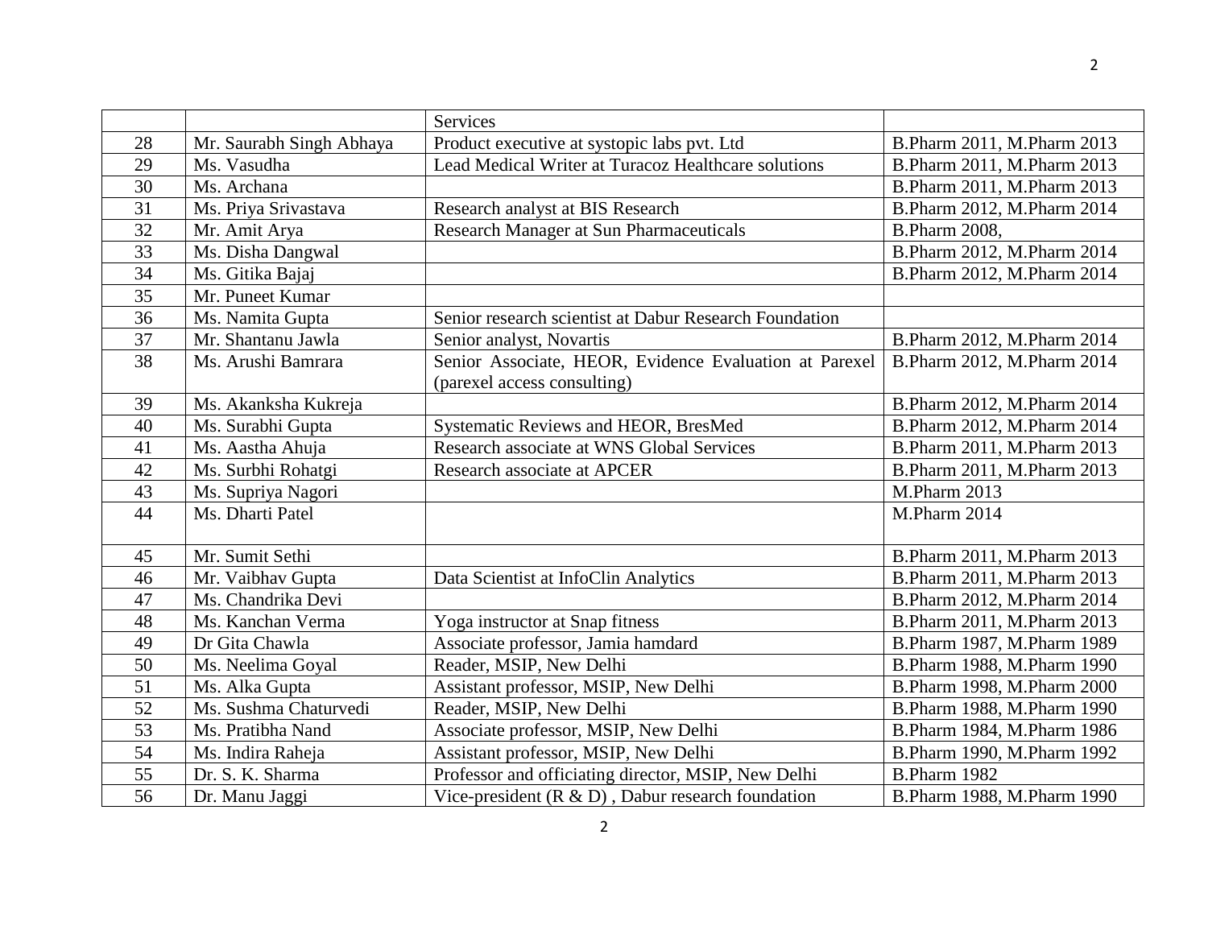| | | Services | |
|---|---|---|---|
| 28 | Mr. Saurabh Singh Abhaya | Product executive at systopic labs pvt. Ltd | B.Pharm 2011, M.Pharm 2013 |
| 29 | Ms. Vasudha | Lead Medical Writer at Turacoz Healthcare solutions | B.Pharm 2011, M.Pharm 2013 |
| 30 | Ms. Archana | | B.Pharm 2011, M.Pharm 2013 |
| 31 | Ms. Priya Srivastava | Research analyst at BIS Research | B.Pharm 2012, M.Pharm 2014 |
| 32 | Mr. Amit Arya | Research Manager at Sun Pharmaceuticals | B.Pharm 2008, |
| 33 | Ms. Disha Dangwal | | B.Pharm 2012, M.Pharm 2014 |
| 34 | Ms. Gitika Bajaj | | B.Pharm 2012, M.Pharm 2014 |
| 35 | Mr. Puneet Kumar | | |
| 36 | Ms. Namita Gupta | Senior research scientist at Dabur Research Foundation | |
| 37 | Mr. Shantanu Jawla | Senior analyst, Novartis | B.Pharm 2012, M.Pharm 2014 |
| 38 | Ms. Arushi Bamrara | Senior Associate, HEOR, Evidence Evaluation at Parexel (parexel access consulting) | B.Pharm 2012, M.Pharm 2014 |
| 39 | Ms. Akanksha Kukreja | | B.Pharm 2012, M.Pharm 2014 |
| 40 | Ms. Surabhi Gupta | Systematic Reviews and HEOR, BresMed | B.Pharm 2012, M.Pharm 2014 |
| 41 | Ms. Aastha Ahuja | Research associate at WNS Global Services | B.Pharm 2011, M.Pharm 2013 |
| 42 | Ms. Surbhi Rohatgi | Research associate at APCER | B.Pharm 2011, M.Pharm 2013 |
| 43 | Ms. Supriya Nagori | | M.Pharm 2013 |
| 44 | Ms. Dharti Patel | | M.Pharm 2014 |
| 45 | Mr. Sumit Sethi | | B.Pharm 2011, M.Pharm 2013 |
| 46 | Mr. Vaibhav Gupta | Data Scientist at InfoClin Analytics | B.Pharm 2011, M.Pharm 2013 |
| 47 | Ms. Chandrika Devi | | B.Pharm 2012, M.Pharm 2014 |
| 48 | Ms. Kanchan Verma | Yoga instructor at Snap fitness | B.Pharm 2011, M.Pharm 2013 |
| 49 | Dr Gita Chawla | Associate professor, Jamia hamdard | B.Pharm 1987, M.Pharm 1989 |
| 50 | Ms. Neelima Goyal | Reader, MSIP, New Delhi | B.Pharm 1988, M.Pharm 1990 |
| 51 | Ms. Alka Gupta | Assistant professor, MSIP, New Delhi | B.Pharm 1998, M.Pharm 2000 |
| 52 | Ms. Sushma Chaturvedi | Reader, MSIP, New Delhi | B.Pharm 1988, M.Pharm 1990 |
| 53 | Ms. Pratibha Nand | Associate professor, MSIP, New Delhi | B.Pharm 1984, M.Pharm 1986 |
| 54 | Ms. Indira Raheja | Assistant professor, MSIP, New Delhi | B.Pharm 1990, M.Pharm 1992 |
| 55 | Dr. S. K. Sharma | Professor and officiating director, MSIP, New Delhi | B.Pharm 1982 |
| 56 | Dr. Manu Jaggi | Vice-president (R & D) , Dabur research foundation | B.Pharm 1988, M.Pharm 1990 |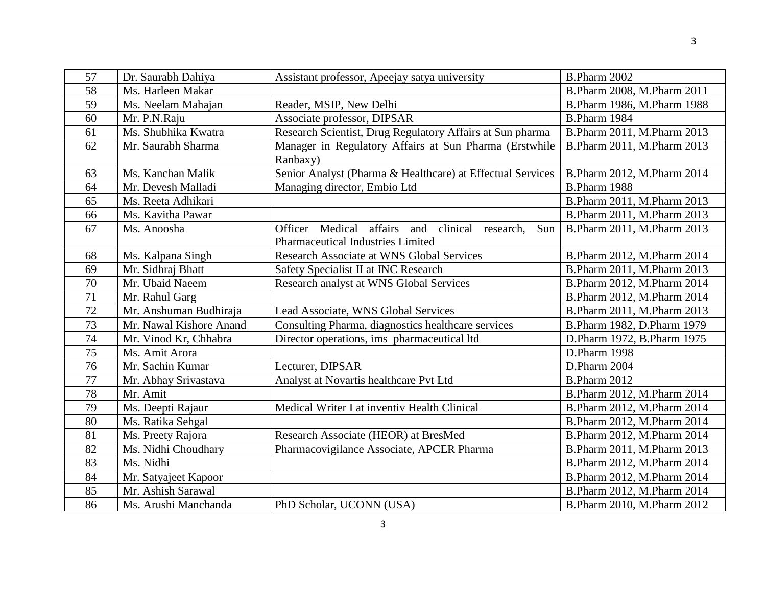| | | | |
|---|---|---|---|
| 57 | Dr. Saurabh Dahiya | Assistant professor, Apeejay satya university | B.Pharm 2002 |
| 58 | Ms. Harleen Makar | | B.Pharm 2008, M.Pharm 2011 |
| 59 | Ms. Neelam Mahajan | Reader, MSIP, New Delhi | B.Pharm 1986, M.Pharm 1988 |
| 60 | Mr. P.N.Raju | Associate professor, DIPSAR | B.Pharm 1984 |
| 61 | Ms. Shubhika Kwatra | Research Scientist, Drug Regulatory Affairs at Sun pharma | B.Pharm 2011, M.Pharm 2013 |
| 62 | Mr. Saurabh Sharma | Manager in Regulatory Affairs at Sun Pharma (Erstwhile Ranbaxy) | B.Pharm 2011, M.Pharm 2013 |
| 63 | Ms. Kanchan Malik | Senior Analyst (Pharma & Healthcare) at Effectual Services | B.Pharm 2012, M.Pharm 2014 |
| 64 | Mr. Devesh Malladi | Managing director, Embio Ltd | B.Pharm 1988 |
| 65 | Ms. Reeta Adhikari | | B.Pharm 2011, M.Pharm 2013 |
| 66 | Ms. Kavitha Pawar | | B.Pharm 2011, M.Pharm 2013 |
| 67 | Ms. Anoosha | Officer Medical affairs and clinical research, Sun Pharmaceutical Industries Limited | B.Pharm 2011, M.Pharm 2013 |
| 68 | Ms. Kalpana Singh | Research Associate at WNS Global Services | B.Pharm 2012, M.Pharm 2014 |
| 69 | Mr. Sidhraj Bhatt | Safety Specialist II at INC Research | B.Pharm 2011, M.Pharm 2013 |
| 70 | Mr. Ubaid Naeem | Research analyst at WNS Global Services | B.Pharm 2012, M.Pharm 2014 |
| 71 | Mr. Rahul Garg | | B.Pharm 2012, M.Pharm 2014 |
| 72 | Mr. Anshuman Budhiraja | Lead Associate, WNS Global Services | B.Pharm 2011, M.Pharm 2013 |
| 73 | Mr. Nawal Kishore Anand | Consulting Pharma, diagnostics healthcare services | B.Pharm 1982, D.Pharm 1979 |
| 74 | Mr. Vinod Kr, Chhabra | Director operations, ims pharmaceutical ltd | D.Pharm 1972, B.Pharm 1975 |
| 75 | Ms. Amit Arora | | D.Pharm 1998 |
| 76 | Mr. Sachin Kumar | Lecturer, DIPSAR | D.Pharm 2004 |
| 77 | Mr. Abhay Srivastava | Analyst at Novartis healthcare Pvt Ltd | B.Pharm 2012 |
| 78 | Mr. Amit | | B.Pharm 2012, M.Pharm 2014 |
| 79 | Ms. Deepti Rajaur | Medical Writer I at inventiv Health Clinical | B.Pharm 2012, M.Pharm 2014 |
| 80 | Ms. Ratika Sehgal | | B.Pharm 2012, M.Pharm 2014 |
| 81 | Ms. Preety Rajora | Research Associate (HEOR) at BresMed | B.Pharm 2012, M.Pharm 2014 |
| 82 | Ms. Nidhi Choudhary | Pharmacovigilance Associate, APCER Pharma | B.Pharm 2011, M.Pharm 2013 |
| 83 | Ms. Nidhi | | B.Pharm 2012, M.Pharm 2014 |
| 84 | Mr. Satyajeet Kapoor | | B.Pharm 2012, M.Pharm 2014 |
| 85 | Mr. Ashish Sarawal | | B.Pharm 2012, M.Pharm 2014 |
| 86 | Ms. Arushi Manchanda | PhD Scholar, UCONN (USA) | B.Pharm 2010, M.Pharm 2012 |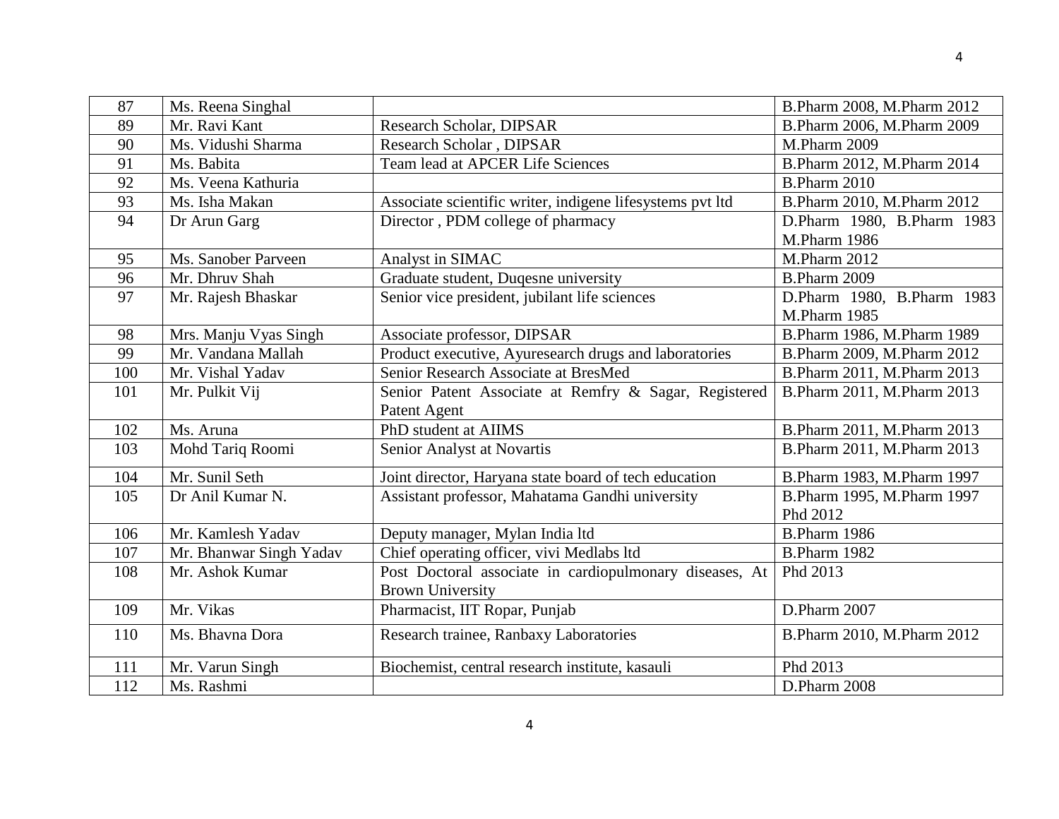| 87 | Ms. Reena Singhal | | B.Pharm 2008, M.Pharm 2012 |
|---|---|---|---|
| 89 | Mr. Ravi Kant | Research Scholar, DIPSAR | B.Pharm 2006, M.Pharm 2009 |
| 90 | Ms. Vidushi Sharma | Research Scholar , DIPSAR | M.Pharm 2009 |
| 91 | Ms. Babita | Team lead at APCER Life Sciences | B.Pharm 2012, M.Pharm 2014 |
| 92 | Ms. Veena Kathuria | | B.Pharm 2010 |
| 93 | Ms. Isha Makan | Associate scientific writer, indigene lifesystems pvt ltd | B.Pharm 2010, M.Pharm 2012 |
| 94 | Dr Arun Garg | Director , PDM college of pharmacy | D.Pharm 1980, B.Pharm 1983 M.Pharm 1986 |
| 95 | Ms. Sanober Parveen | Analyst in SIMAC | M.Pharm 2012 |
| 96 | Mr. Dhruv Shah | Graduate student, Duqesne university | B.Pharm 2009 |
| 97 | Mr. Rajesh Bhaskar | Senior vice president, jubilant life sciences | D.Pharm 1980, B.Pharm 1983 M.Pharm 1985 |
| 98 | Mrs. Manju Vyas Singh | Associate professor, DIPSAR | B.Pharm 1986, M.Pharm 1989 |
| 99 | Mr. Vandana Mallah | Product executive, Ayuresearch drugs and laboratories | B.Pharm 2009, M.Pharm 2012 |
| 100 | Mr. Vishal Yadav | Senior Research Associate at BresMed | B.Pharm 2011, M.Pharm 2013 |
| 101 | Mr. Pulkit Vij | Senior Patent Associate at Remfry & Sagar, Registered Patent Agent | B.Pharm 2011, M.Pharm 2013 |
| 102 | Ms. Aruna | PhD student at AIIMS | B.Pharm 2011, M.Pharm 2013 |
| 103 | Mohd Tariq Roomi | Senior Analyst at Novartis | B.Pharm 2011, M.Pharm 2013 |
| 104 | Mr. Sunil Seth | Joint director, Haryana state board of tech education | B.Pharm 1983, M.Pharm 1997 |
| 105 | Dr Anil Kumar N. | Assistant professor, Mahatama Gandhi university | B.Pharm 1995, M.Pharm 1997 Phd 2012 |
| 106 | Mr. Kamlesh Yadav | Deputy manager, Mylan India ltd | B.Pharm 1986 |
| 107 | Mr. Bhanwar Singh Yadav | Chief operating officer, vivi Medlabs ltd | B.Pharm 1982 |
| 108 | Mr. Ashok Kumar | Post Doctoral associate in cardiopulmonary diseases, At Brown University | Phd 2013 |
| 109 | Mr. Vikas | Pharmacist, IIT Ropar, Punjab | D.Pharm 2007 |
| 110 | Ms. Bhavna Dora | Research trainee, Ranbaxy Laboratories | B.Pharm 2010, M.Pharm 2012 |
| 111 | Mr. Varun Singh | Biochemist, central research institute, kasauli | Phd 2013 |
| 112 | Ms. Rashmi | | D.Pharm 2008 |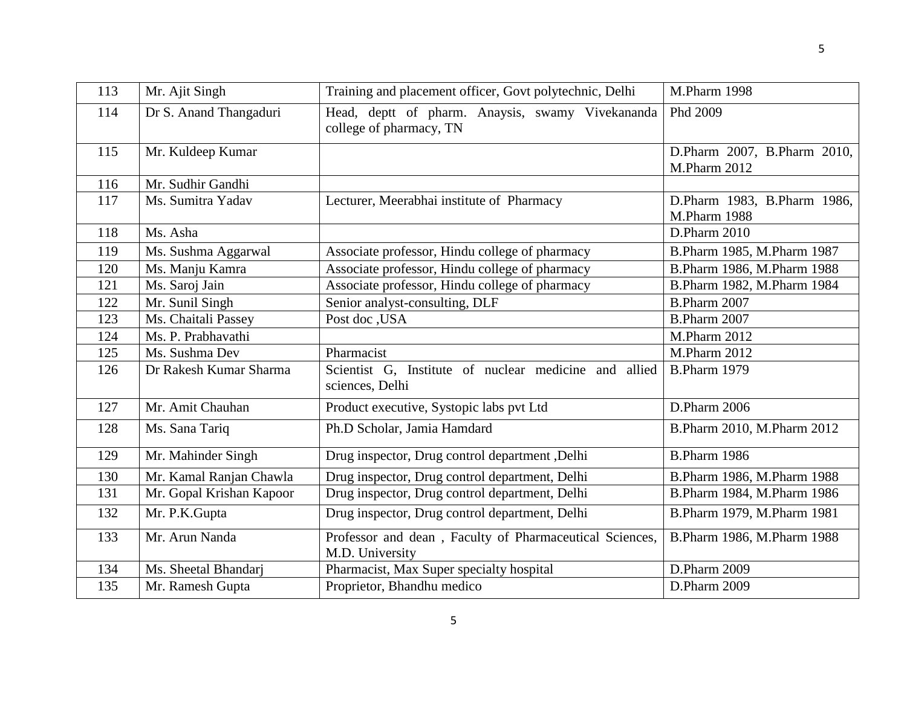| 113 | Mr. Ajit Singh | Training and placement officer, Govt polytechnic, Delhi | M.Pharm 1998 |
|---|---|---|---|
| 114 | Dr S. Anand Thangaduri | Head, deptt of pharm. Anaysis, swamy Vivekananda college of pharmacy, TN | Phd 2009 |
| 115 | Mr. Kuldeep Kumar | | D.Pharm 2007, B.Pharm 2010, M.Pharm 2012 |
| 116 | Mr. Sudhir Gandhi | | |
| 117 | Ms. Sumitra Yadav | Lecturer, Meerabhai institute of Pharmacy | D.Pharm 1983, B.Pharm 1986, M.Pharm 1988 |
| 118 | Ms. Asha | | D.Pharm 2010 |
| 119 | Ms. Sushma Aggarwal | Associate professor, Hindu college of pharmacy | B.Pharm 1985, M.Pharm 1987 |
| 120 | Ms. Manju Kamra | Associate professor, Hindu college of pharmacy | B.Pharm 1986, M.Pharm 1988 |
| 121 | Ms. Saroj Jain | Associate professor, Hindu college of pharmacy | B.Pharm 1982, M.Pharm 1984 |
| 122 | Mr. Sunil Singh | Senior analyst-consulting, DLF | B.Pharm 2007 |
| 123 | Ms. Chaitali Passey | Post doc ,USA | B.Pharm 2007 |
| 124 | Ms. P. Prabhavathi | | M.Pharm 2012 |
| 125 | Ms. Sushma Dev | Pharmacist | M.Pharm 2012 |
| 126 | Dr Rakesh Kumar Sharma | Scientist G, Institute of nuclear medicine and allied sciences, Delhi | B.Pharm 1979 |
| 127 | Mr. Amit Chauhan | Product executive, Systopic labs pvt Ltd | D.Pharm 2006 |
| 128 | Ms. Sana Tariq | Ph.D Scholar, Jamia Hamdard | B.Pharm 2010, M.Pharm 2012 |
| 129 | Mr. Mahinder Singh | Drug inspector, Drug control department ,Delhi | B.Pharm 1986 |
| 130 | Mr. Kamal Ranjan Chawla | Drug inspector, Drug control department, Delhi | B.Pharm 1986, M.Pharm 1988 |
| 131 | Mr. Gopal Krishan Kapoor | Drug inspector, Drug control department, Delhi | B.Pharm 1984, M.Pharm 1986 |
| 132 | Mr. P.K.Gupta | Drug inspector, Drug control department, Delhi | B.Pharm 1979, M.Pharm 1981 |
| 133 | Mr. Arun Nanda | Professor and dean , Faculty of Pharmaceutical Sciences, M.D. University | B.Pharm 1986, M.Pharm 1988 |
| 134 | Ms. Sheetal Bhandarj | Pharmacist, Max Super specialty hospital | D.Pharm 2009 |
| 135 | Mr. Ramesh Gupta | Proprietor, Bhandhu medico | D.Pharm 2009 |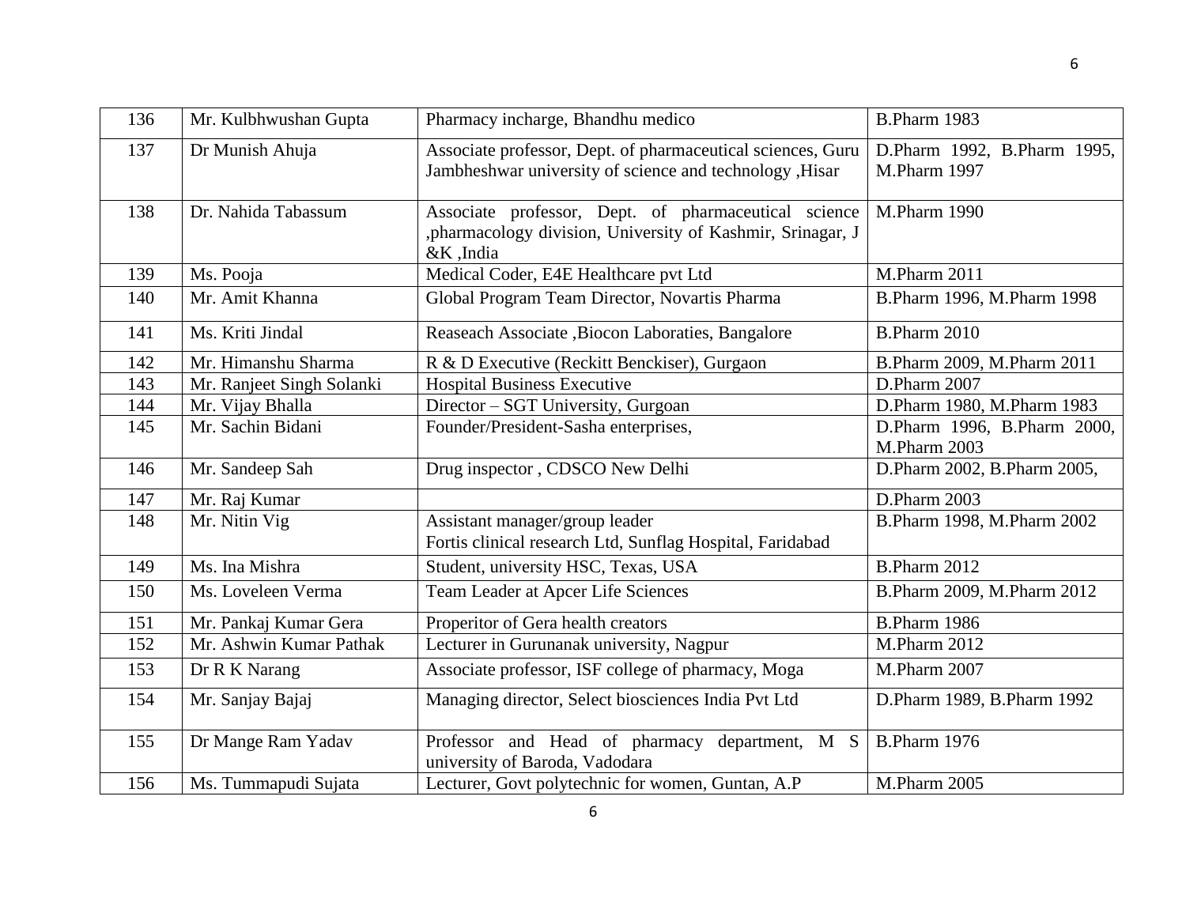| 136 | Mr. Kulbhwushan Gupta | Pharmacy incharge, Bhandhu medico | B.Pharm 1983 |
|---|---|---|---|
| 137 | Dr Munish Ahuja | Associate professor, Dept. of pharmaceutical sciences, Guru Jambheshwar university of science and technology ,Hisar | D.Pharm 1992, B.Pharm 1995, M.Pharm 1997 |
| 138 | Dr. Nahida Tabassum | Associate professor, Dept. of pharmaceutical science ,pharmacology division, University of Kashmir, Srinagar, J &K ,India | M.Pharm 1990 |
| 139 | Ms. Pooja | Medical Coder, E4E Healthcare pvt Ltd | M.Pharm 2011 |
| 140 | Mr. Amit Khanna | Global Program Team Director, Novartis Pharma | B.Pharm 1996, M.Pharm 1998 |
| 141 | Ms. Kriti Jindal | Reaseach Associate ,Biocon Laboraties, Bangalore | B.Pharm 2010 |
| 142 | Mr. Himanshu Sharma | R & D Executive (Reckitt Benckiser), Gurgaon | B.Pharm 2009, M.Pharm 2011 |
| 143 | Mr. Ranjeet Singh Solanki | Hospital Business Executive | D.Pharm 2007 |
| 144 | Mr. Vijay Bhalla | Director – SGT University, Gurgoan | D.Pharm 1980, M.Pharm 1983 |
| 145 | Mr. Sachin Bidani | Founder/President-Sasha enterprises, | D.Pharm 1996, B.Pharm 2000, M.Pharm 2003 |
| 146 | Mr. Sandeep Sah | Drug inspector , CDSCO New Delhi | D.Pharm 2002, B.Pharm 2005, |
| 147 | Mr. Raj Kumar | | D.Pharm 2003 |
| 148 | Mr. Nitin Vig | Assistant manager/group leader Fortis clinical research Ltd, Sunflag Hospital, Faridabad | B.Pharm 1998, M.Pharm 2002 |
| 149 | Ms. Ina Mishra | Student, university HSC, Texas, USA | B.Pharm 2012 |
| 150 | Ms. Loveleen Verma | Team Leader at Apcer Life Sciences | B.Pharm 2009, M.Pharm 2012 |
| 151 | Mr. Pankaj Kumar Gera | Properitor of Gera health creators | B.Pharm 1986 |
| 152 | Mr. Ashwin Kumar Pathak | Lecturer in Gurunanak university, Nagpur | M.Pharm 2012 |
| 153 | Dr R K Narang | Associate professor, ISF college of pharmacy, Moga | M.Pharm 2007 |
| 154 | Mr. Sanjay Bajaj | Managing director, Select biosciences India Pvt Ltd | D.Pharm 1989, B.Pharm 1992 |
| 155 | Dr Mange Ram Yadav | Professor and Head of pharmacy department, M S university of Baroda, Vadodara | B.Pharm 1976 |
| 156 | Ms. Tummapudi Sujata | Lecturer, Govt polytechnic for women, Guntan, A.P | M.Pharm 2005 |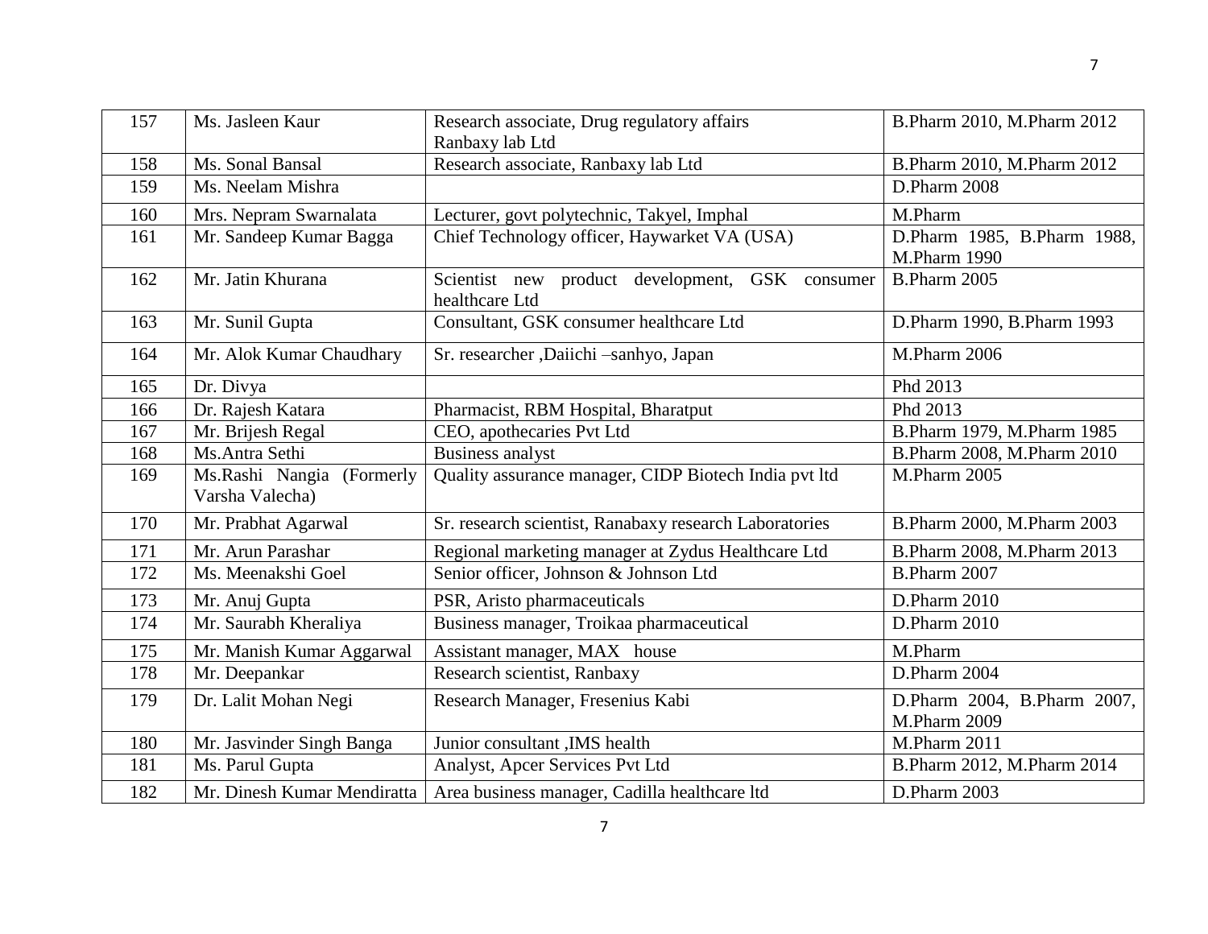| 157 | Ms. Jasleen Kaur | Research associate, Drug regulatory affairs Ranbaxy lab Ltd | B.Pharm 2010, M.Pharm 2012 |
|---|---|---|---|
| 158 | Ms. Sonal Bansal | Research associate, Ranbaxy lab Ltd | B.Pharm 2010, M.Pharm 2012 |
| 159 | Ms. Neelam Mishra | | D.Pharm 2008 |
| 160 | Mrs. Nepram Swarnalata | Lecturer, govt polytechnic, Takyel, Imphal | M.Pharm |
| 161 | Mr. Sandeep Kumar Bagga | Chief Technology officer, Haywarket VA (USA) | D.Pharm 1985, B.Pharm 1988, M.Pharm 1990 |
| 162 | Mr. Jatin Khurana | Scientist new product development, GSK consumer healthcare Ltd | B.Pharm 2005 |
| 163 | Mr. Sunil Gupta | Consultant, GSK consumer healthcare Ltd | D.Pharm 1990, B.Pharm 1993 |
| 164 | Mr. Alok Kumar Chaudhary | Sr. researcher ,Daiichi –sanhyo, Japan | M.Pharm 2006 |
| 165 | Dr. Divya | | Phd 2013 |
| 166 | Dr. Rajesh Katara | Pharmacist, RBM Hospital, Bharatput | Phd 2013 |
| 167 | Mr. Brijesh Regal | CEO, apothecaries Pvt Ltd | B.Pharm 1979, M.Pharm 1985 |
| 168 | Ms.Antra Sethi | Business analyst | B.Pharm 2008, M.Pharm 2010 |
| 169 | Ms.Rashi Nangia (Formerly Varsha Valecha) | Quality assurance manager, CIDP Biotech India pvt ltd | M.Pharm 2005 |
| 170 | Mr. Prabhat Agarwal | Sr. research scientist, Ranabaxy research Laboratories | B.Pharm 2000, M.Pharm 2003 |
| 171 | Mr. Arun Parashar | Regional marketing manager at Zydus Healthcare Ltd | B.Pharm 2008, M.Pharm 2013 |
| 172 | Ms. Meenakshi Goel | Senior officer, Johnson & Johnson Ltd | B.Pharm 2007 |
| 173 | Mr. Anuj Gupta | PSR, Aristo pharmaceuticals | D.Pharm 2010 |
| 174 | Mr. Saurabh Kheraliya | Business manager, Troikaa pharmaceutical | D.Pharm 2010 |
| 175 | Mr. Manish Kumar Aggarwal | Assistant manager, MAX house | M.Pharm |
| 178 | Mr. Deepankar | Research scientist, Ranbaxy | D.Pharm 2004 |
| 179 | Dr. Lalit Mohan Negi | Research Manager, Fresenius Kabi | D.Pharm 2004, B.Pharm 2007, M.Pharm 2009 |
| 180 | Mr. Jasvinder Singh Banga | Junior consultant ,IMS health | M.Pharm 2011 |
| 181 | Ms. Parul Gupta | Analyst, Apcer Services Pvt Ltd | B.Pharm 2012, M.Pharm 2014 |
| 182 | Mr. Dinesh Kumar Mendiratta | Area business manager, Cadilla healthcare ltd | D.Pharm 2003 |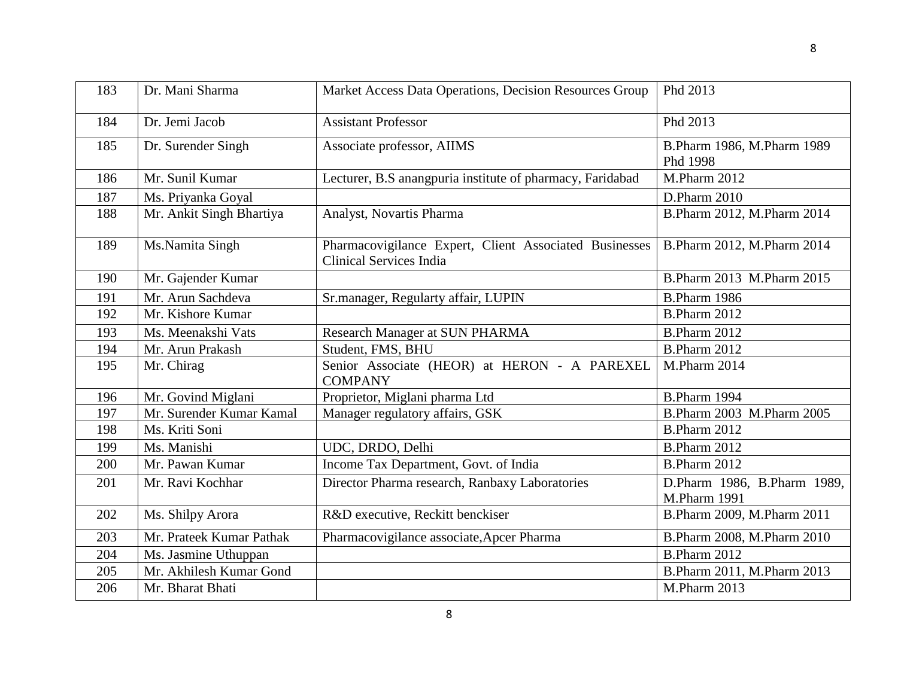| 183 | Dr. Mani Sharma | Market Access Data Operations, Decision Resources Group | Phd 2013 |
|---|---|---|---|
| 184 | Dr. Jemi Jacob | Assistant Professor | Phd 2013 |
| 185 | Dr. Surender Singh | Associate professor, AIIMS | B.Pharm 1986, M.Pharm 1989 Phd 1998 |
| 186 | Mr. Sunil Kumar | Lecturer, B.S anangpuria institute of pharmacy, Faridabad | M.Pharm 2012 |
| 187 | Ms. Priyanka Goyal | | D.Pharm 2010 |
| 188 | Mr. Ankit Singh Bhartiya | Analyst, Novartis Pharma | B.Pharm 2012, M.Pharm 2014 |
| 189 | Ms.Namita Singh | Pharmacovigilance Expert, Client Associated Businesses Clinical Services India | B.Pharm 2012, M.Pharm 2014 |
| 190 | Mr. Gajender Kumar | | B.Pharm 2013 M.Pharm 2015 |
| 191 | Mr. Arun Sachdeva | Sr.manager, Regularty affair, LUPIN | B.Pharm 1986 |
| 192 | Mr. Kishore Kumar | | B.Pharm 2012 |
| 193 | Ms. Meenakshi Vats | Research Manager at SUN PHARMA | B.Pharm 2012 |
| 194 | Mr. Arun Prakash | Student, FMS, BHU | B.Pharm 2012 |
| 195 | Mr. Chirag | Senior Associate (HEOR) at HERON - A PAREXEL COMPANY | M.Pharm 2014 |
| 196 | Mr. Govind Miglani | Proprietor, Miglani pharma Ltd | B.Pharm 1994 |
| 197 | Mr. Surender Kumar Kamal | Manager regulatory affairs, GSK | B.Pharm 2003 M.Pharm 2005 |
| 198 | Ms. Kriti Soni | | B.Pharm 2012 |
| 199 | Ms. Manishi | UDC, DRDO, Delhi | B.Pharm 2012 |
| 200 | Mr. Pawan Kumar | Income Tax Department, Govt. of India | B.Pharm 2012 |
| 201 | Mr. Ravi Kochhar | Director Pharma research, Ranbaxy Laboratories | D.Pharm 1986, B.Pharm 1989, M.Pharm 1991 |
| 202 | Ms. Shilpy Arora | R&D executive, Reckitt benckiser | B.Pharm 2009, M.Pharm 2011 |
| 203 | Mr. Prateek Kumar Pathak | Pharmacovigilance associate,Apcer Pharma | B.Pharm 2008, M.Pharm 2010 |
| 204 | Ms. Jasmine Uthuppan | | B.Pharm 2012 |
| 205 | Mr. Akhilesh Kumar Gond | | B.Pharm 2011, M.Pharm 2013 |
| 206 | Mr. Bharat Bhati | | M.Pharm 2013 |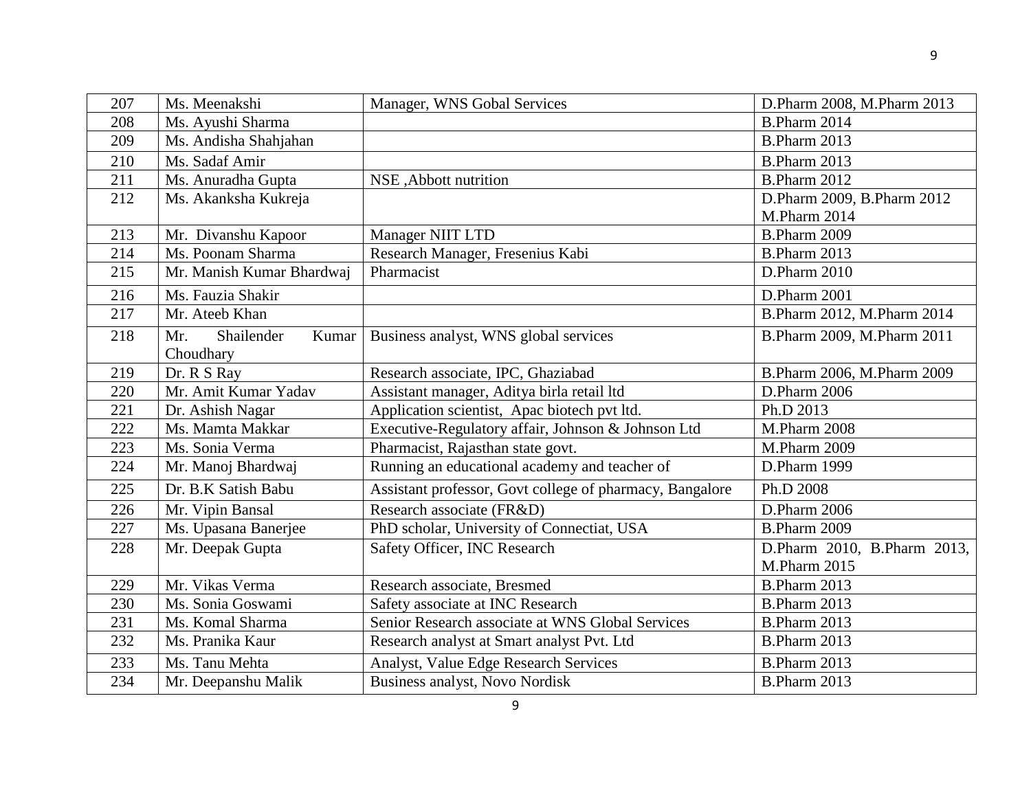| 207 | Ms. Meenakshi | Manager, WNS Gobal Services | D.Pharm 2008, M.Pharm 2013 |
|---|---|---|---|
| 208 | Ms. Ayushi Sharma | | B.Pharm 2014 |
| 209 | Ms. Andisha Shahjahan | | B.Pharm 2013 |
| 210 | Ms. Sadaf Amir | | B.Pharm 2013 |
| 211 | Ms. Anuradha Gupta | NSE ,Abbott nutrition | B.Pharm 2012 |
| 212 | Ms. Akanksha Kukreja | | D.Pharm 2009, B.Pharm 2012 M.Pharm 2014 |
| 213 | Mr. Divanshu Kapoor | Manager NIIT LTD | B.Pharm 2009 |
| 214 | Ms. Poonam Sharma | Research Manager, Fresenius Kabi | B.Pharm 2013 |
| 215 | Mr. Manish Kumar Bhardwaj | Pharmacist | D.Pharm 2010 |
| 216 | Ms. Fauzia Shakir | | D.Pharm 2001 |
| 217 | Mr. Ateeb Khan | | B.Pharm 2012, M.Pharm 2014 |
| 218 | Mr. Shailender Kumar Choudhary | Business analyst, WNS global services | B.Pharm 2009, M.Pharm 2011 |
| 219 | Dr. R S Ray | Research associate, IPC, Ghaziabad | B.Pharm 2006, M.Pharm 2009 |
| 220 | Mr. Amit Kumar Yadav | Assistant manager, Aditya birla retail ltd | D.Pharm 2006 |
| 221 | Dr. Ashish Nagar | Application scientist, Apac biotech pvt ltd. | Ph.D 2013 |
| 222 | Ms. Mamta Makkar | Executive-Regulatory affair, Johnson & Johnson Ltd | M.Pharm 2008 |
| 223 | Ms. Sonia Verma | Pharmacist, Rajasthan state govt. | M.Pharm 2009 |
| 224 | Mr. Manoj Bhardwaj | Running an educational academy and teacher of | D.Pharm 1999 |
| 225 | Dr. B.K Satish Babu | Assistant professor, Govt college of pharmacy, Bangalore | Ph.D 2008 |
| 226 | Mr. Vipin Bansal | Research associate (FR&D) | D.Pharm 2006 |
| 227 | Ms. Upasana Banerjee | PhD scholar, University of Connectiat, USA | B.Pharm 2009 |
| 228 | Mr. Deepak Gupta | Safety Officer, INC Research | D.Pharm 2010, B.Pharm 2013, M.Pharm 2015 |
| 229 | Mr. Vikas Verma | Research associate, Bresmed | B.Pharm 2013 |
| 230 | Ms. Sonia Goswami | Safety associate at INC Research | B.Pharm 2013 |
| 231 | Ms. Komal Sharma | Senior Research associate at WNS Global Services | B.Pharm 2013 |
| 232 | Ms. Pranika Kaur | Research analyst at Smart analyst Pvt. Ltd | B.Pharm 2013 |
| 233 | Ms. Tanu Mehta | Analyst, Value Edge Research Services | B.Pharm 2013 |
| 234 | Mr. Deepanshu Malik | Business analyst, Novo Nordisk | B.Pharm 2013 |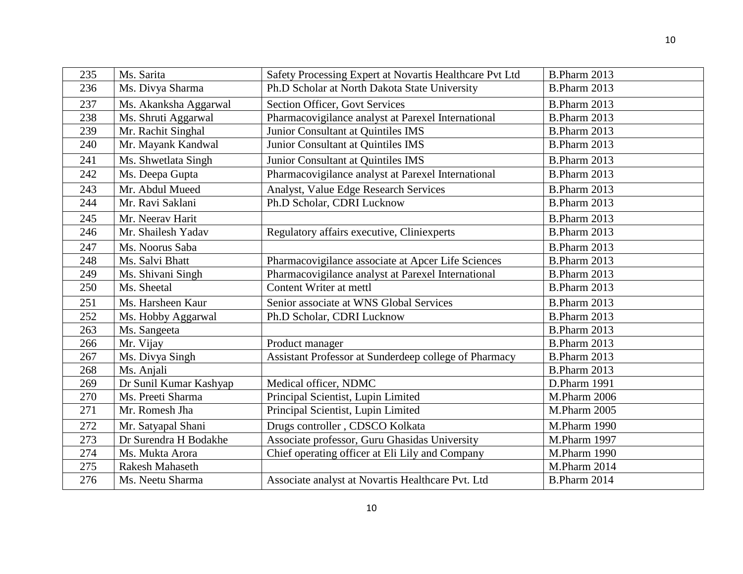| | | | |
|---|---|---|---|
| 235 | Ms. Sarita | Safety Processing Expert at Novartis Healthcare Pvt Ltd | B.Pharm 2013 |
| 236 | Ms. Divya Sharma | Ph.D Scholar at North Dakota State University | B.Pharm 2013 |
| 237 | Ms. Akanksha Aggarwal | Section Officer, Govt Services | B.Pharm 2013 |
| 238 | Ms. Shruti Aggarwal | Pharmacovigilance analyst at Parexel International | B.Pharm 2013 |
| 239 | Mr. Rachit Singhal | Junior Consultant at Quintiles IMS | B.Pharm 2013 |
| 240 | Mr. Mayank Kandwal | Junior Consultant at Quintiles IMS | B.Pharm 2013 |
| 241 | Ms. Shwetlata Singh | Junior Consultant at Quintiles IMS | B.Pharm 2013 |
| 242 | Ms. Deepa Gupta | Pharmacovigilance analyst at Parexel International | B.Pharm 2013 |
| 243 | Mr. Abdul Mueed | Analyst, Value Edge Research Services | B.Pharm 2013 |
| 244 | Mr. Ravi Saklani | Ph.D Scholar, CDRI Lucknow | B.Pharm 2013 |
| 245 | Mr. Neerav Harit | | B.Pharm 2013 |
| 246 | Mr. Shailesh Yadav | Regulatory affairs executive, Cliniexperts | B.Pharm 2013 |
| 247 | Ms. Noorus Saba | | B.Pharm 2013 |
| 248 | Ms. Salvi Bhatt | Pharmacovigilance associate at Apcer Life Sciences | B.Pharm 2013 |
| 249 | Ms. Shivani Singh | Pharmacovigilance analyst at Parexel International | B.Pharm 2013 |
| 250 | Ms. Sheetal | Content Writer at mettl | B.Pharm 2013 |
| 251 | Ms. Harsheen Kaur | Senior associate at WNS Global Services | B.Pharm 2013 |
| 252 | Ms. Hobby Aggarwal | Ph.D Scholar, CDRI Lucknow | B.Pharm 2013 |
| 263 | Ms. Sangeeta | | B.Pharm 2013 |
| 266 | Mr. Vijay | Product manager | B.Pharm 2013 |
| 267 | Ms. Divya Singh | Assistant Professor at Sunderdeep college of Pharmacy | B.Pharm 2013 |
| 268 | Ms. Anjali | | B.Pharm 2013 |
| 269 | Dr Sunil Kumar Kashyap | Medical officer, NDMC | D.Pharm 1991 |
| 270 | Ms. Preeti Sharma | Principal Scientist, Lupin Limited | M.Pharm 2006 |
| 271 | Mr. Romesh Jha | Principal Scientist, Lupin Limited | M.Pharm 2005 |
| 272 | Mr. Satyapal Shani | Drugs controller , CDSCO Kolkata | M.Pharm 1990 |
| 273 | Dr Surendra H Bodakhe | Associate professor, Guru Ghasidas University | M.Pharm 1997 |
| 274 | Ms. Mukta Arora | Chief operating officer at Eli Lily and Company | M.Pharm 1990 |
| 275 | Rakesh Mahaseth | | M.Pharm 2014 |
| 276 | Ms. Neetu Sharma | Associate analyst at Novartis Healthcare Pvt. Ltd | B.Pharm 2014 |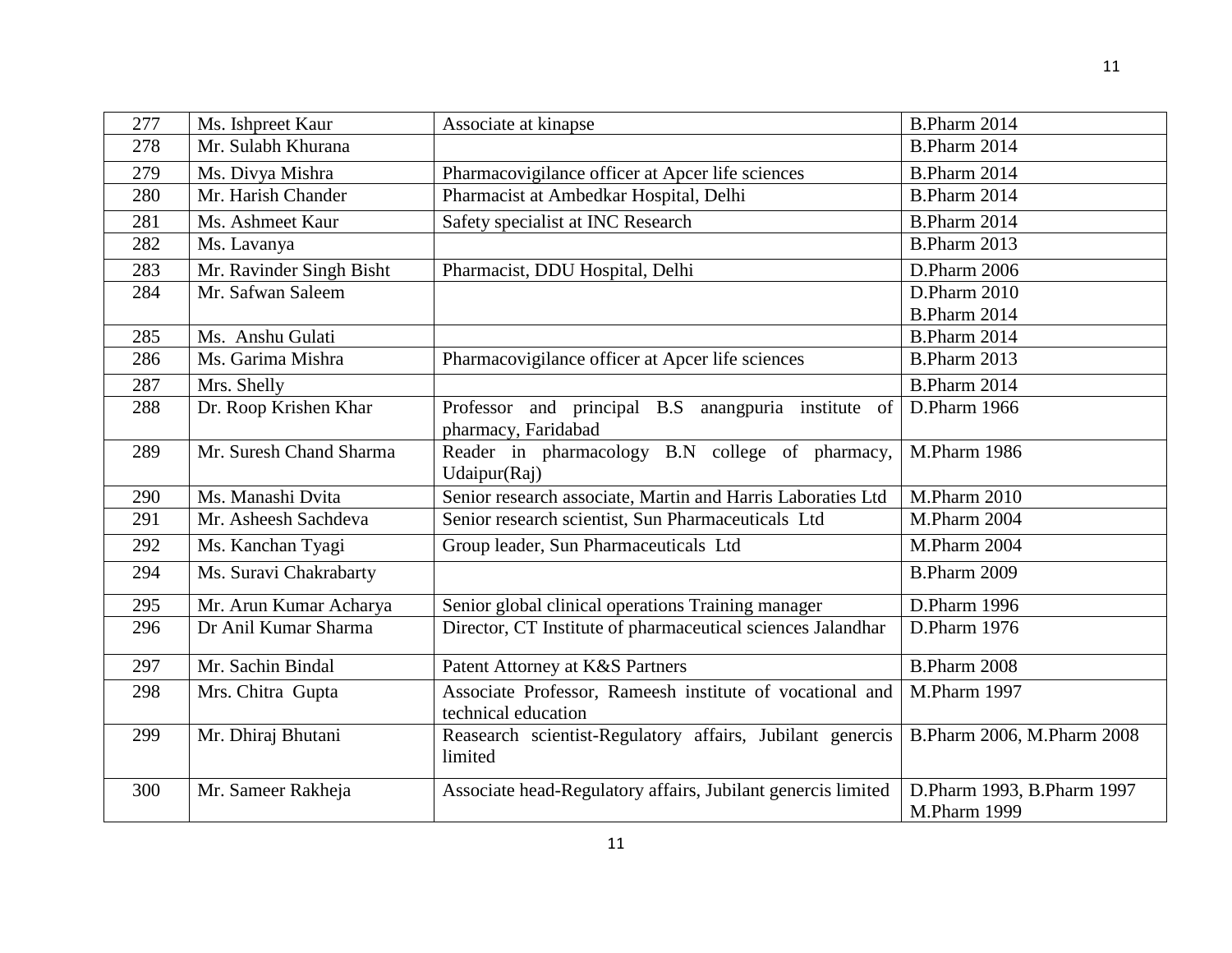| 277 | Ms. Ishpreet Kaur | Associate at kinapse | B.Pharm 2014 |
|---|---|---|---|
| 278 | Mr. Sulabh Khurana | | B.Pharm 2014 |
| 279 | Ms. Divya Mishra | Pharmacovigilance officer at Apcer life sciences | B.Pharm 2014 |
| 280 | Mr. Harish Chander | Pharmacist at Ambedkar Hospital, Delhi | B.Pharm 2014 |
| 281 | Ms. Ashmeet Kaur | Safety specialist at INC Research | B.Pharm 2014 |
| 282 | Ms. Lavanya | | B.Pharm 2013 |
| 283 | Mr. Ravinder Singh Bisht | Pharmacist, DDU Hospital, Delhi | D.Pharm 2006 |
| 284 | Mr. Safwan Saleem | | D.Pharm 2010<br>B.Pharm 2014 |
| 285 | Ms. Anshu Gulati | | B.Pharm 2014 |
| 286 | Ms. Garima Mishra | Pharmacovigilance officer at Apcer life sciences | B.Pharm 2013 |
| 287 | Mrs. Shelly | | B.Pharm 2014 |
| 288 | Dr. Roop Krishen Khar | Professor and principal B.S anangpuria institute of pharmacy, Faridabad | D.Pharm 1966 |
| 289 | Mr. Suresh Chand Sharma | Reader in pharmacology B.N college of pharmacy, Udaipur(Raj) | M.Pharm 1986 |
| 290 | Ms. Manashi Dvita | Senior research associate, Martin and Harris Laboraties Ltd | M.Pharm 2010 |
| 291 | Mr. Asheesh Sachdeva | Senior research scientist, Sun Pharmaceuticals Ltd | M.Pharm 2004 |
| 292 | Ms. Kanchan Tyagi | Group leader, Sun Pharmaceuticals Ltd | M.Pharm 2004 |
| 294 | Ms. Suravi Chakrabarty | | B.Pharm 2009 |
| 295 | Mr. Arun Kumar Acharya | Senior global clinical operations Training manager | D.Pharm 1996 |
| 296 | Dr Anil Kumar Sharma | Director, CT Institute of pharmaceutical sciences Jalandhar | D.Pharm 1976 |
| 297 | Mr. Sachin Bindal | Patent Attorney at K&S Partners | B.Pharm 2008 |
| 298 | Mrs. Chitra Gupta | Associate Professor, Rameesh institute of vocational and technical education | M.Pharm 1997 |
| 299 | Mr. Dhiraj Bhutani | Reasearch scientist-Regulatory affairs, Jubilant genercis limited | B.Pharm 2006, M.Pharm 2008 |
| 300 | Mr. Sameer Rakheja | Associate head-Regulatory affairs, Jubilant genercis limited | D.Pharm 1993, B.Pharm 1997<br>M.Pharm 1999 |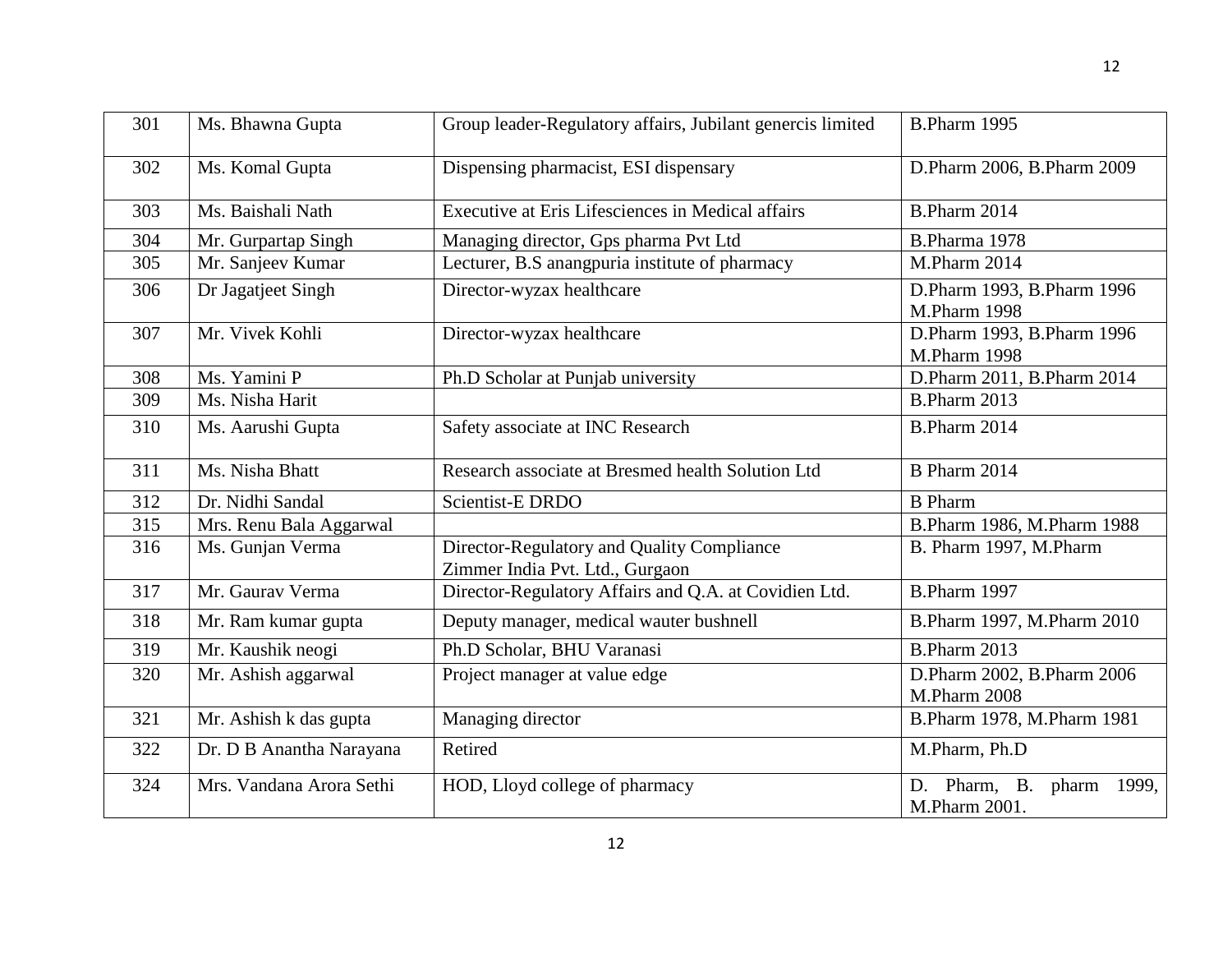| 301 | Ms. Bhawna Gupta | Group leader-Regulatory affairs, Jubilant genercis limited | B.Pharm 1995 |
|---|---|---|---|
| 302 | Ms. Komal Gupta | Dispensing pharmacist, ESI dispensary | D.Pharm 2006, B.Pharm 2009 |
| 303 | Ms. Baishali Nath | Executive at Eris Lifesciences in Medical affairs | B.Pharm 2014 |
| 304 | Mr. Gurpartap Singh | Managing director, Gps pharma Pvt Ltd | B.Pharma 1978 |
| 305 | Mr. Sanjeev Kumar | Lecturer, B.S anangpuria institute of pharmacy | M.Pharm 2014 |
| 306 | Dr Jagatjeet Singh | Director-wyzax healthcare | D.Pharm 1993, B.Pharm 1996 M.Pharm 1998 |
| 307 | Mr. Vivek Kohli | Director-wyzax healthcare | D.Pharm 1993, B.Pharm 1996 M.Pharm 1998 |
| 308 | Ms. Yamini P | Ph.D Scholar at Punjab university | D.Pharm 2011, B.Pharm 2014 |
| 309 | Ms. Nisha Harit | | B.Pharm 2013 |
| 310 | Ms. Aarushi Gupta | Safety associate at INC Research | B.Pharm 2014 |
| 311 | Ms. Nisha Bhatt | Research associate at Bresmed health Solution Ltd | B Pharm 2014 |
| 312 | Dr. Nidhi Sandal | Scientist-E DRDO | B Pharm |
| 315 | Mrs. Renu Bala Aggarwal | | B.Pharm 1986, M.Pharm 1988 |
| 316 | Ms. Gunjan Verma | Director-Regulatory and Quality Compliance Zimmer India Pvt. Ltd., Gurgaon | B. Pharm 1997, M.Pharm |
| 317 | Mr. Gaurav Verma | Director-Regulatory Affairs and Q.A. at Covidien Ltd. | B.Pharm 1997 |
| 318 | Mr. Ram kumar gupta | Deputy manager, medical wauter bushnell | B.Pharm 1997, M.Pharm 2010 |
| 319 | Mr. Kaushik neogi | Ph.D Scholar, BHU Varanasi | B.Pharm 2013 |
| 320 | Mr. Ashish aggarwal | Project manager at value edge | D.Pharm 2002, B.Pharm 2006 M.Pharm 2008 |
| 321 | Mr. Ashish k das gupta | Managing director | B.Pharm 1978, M.Pharm 1981 |
| 322 | Dr. D B Anantha Narayana | Retired | M.Pharm, Ph.D |
| 324 | Mrs. Vandana Arora Sethi | HOD, Lloyd college of pharmacy | D. Pharm, B. pharm 1999, M.Pharm 2001. |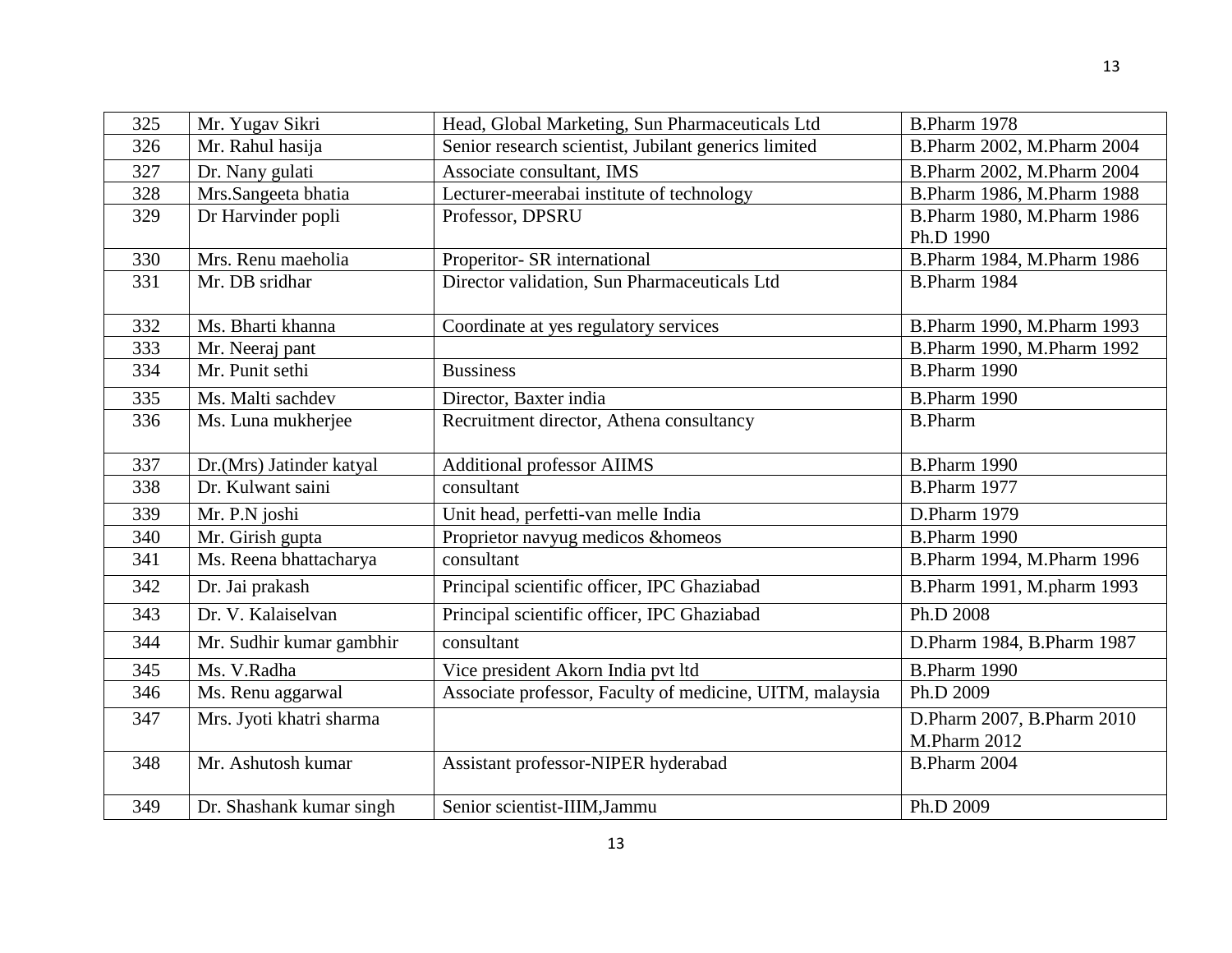| 325 | Mr. Yugav Sikri | Head, Global Marketing, Sun Pharmaceuticals Ltd | B.Pharm 1978 |
|---|---|---|---|
| 326 | Mr. Rahul hasija | Senior research scientist, Jubilant generics limited | B.Pharm 2002, M.Pharm 2004 |
| 327 | Dr. Nany gulati | Associate consultant, IMS | B.Pharm 2002, M.Pharm 2004 |
| 328 | Mrs.Sangeeta bhatia | Lecturer-meerabai institute of technology | B.Pharm 1986, M.Pharm 1988 |
| 329 | Dr Harvinder popli | Professor, DPSRU | B.Pharm 1980, M.Pharm 1986 Ph.D 1990 |
| 330 | Mrs. Renu maeholia | Properitor- SR international | B.Pharm 1984, M.Pharm 1986 |
| 331 | Mr. DB sridhar | Director validation, Sun Pharmaceuticals Ltd | B.Pharm 1984 |
| 332 | Ms. Bharti khanna | Coordinate at yes regulatory services | B.Pharm 1990, M.Pharm 1993 |
| 333 | Mr. Neeraj pant | | B.Pharm 1990, M.Pharm 1992 |
| 334 | Mr. Punit sethi | Bussiness | B.Pharm 1990 |
| 335 | Ms. Malti sachdev | Director, Baxter india | B.Pharm 1990 |
| 336 | Ms. Luna mukherjee | Recruitment director, Athena consultancy | B.Pharm |
| 337 | Dr.(Mrs) Jatinder katyal | Additional professor AIIMS | B.Pharm 1990 |
| 338 | Dr. Kulwant saini | consultant | B.Pharm 1977 |
| 339 | Mr. P.N joshi | Unit head, perfetti-van melle India | D.Pharm 1979 |
| 340 | Mr. Girish gupta | Proprietor navyug medicos &homeos | B.Pharm 1990 |
| 341 | Ms. Reena bhattacharya | consultant | B.Pharm 1994, M.Pharm 1996 |
| 342 | Dr. Jai prakash | Principal scientific officer, IPC Ghaziabad | B.Pharm 1991, M.pharm 1993 |
| 343 | Dr. V. Kalaiselvan | Principal scientific officer, IPC Ghaziabad | Ph.D 2008 |
| 344 | Mr. Sudhir kumar gambhir | consultant | D.Pharm 1984, B.Pharm 1987 |
| 345 | Ms. V.Radha | Vice president Akorn India pvt ltd | B.Pharm 1990 |
| 346 | Ms. Renu aggarwal | Associate professor, Faculty of medicine, UITM, malaysia | Ph.D 2009 |
| 347 | Mrs. Jyoti khatri sharma | | D.Pharm 2007, B.Pharm 2010 M.Pharm 2012 |
| 348 | Mr. Ashutosh kumar | Assistant professor-NIPER hyderabad | B.Pharm 2004 |
| 349 | Dr. Shashank kumar singh | Senior scientist-IIIM,Jammu | Ph.D 2009 |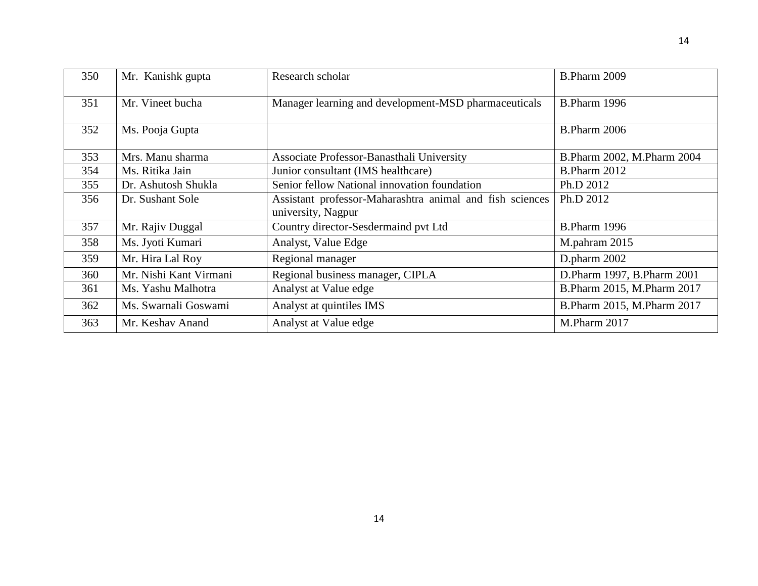| | | | |
|---|---|---|---|
| 350 | Mr. Kanishk gupta | Research scholar | B.Pharm 2009 |
| 351 | Mr. Vineet bucha | Manager learning and development-MSD pharmaceuticals | B.Pharm 1996 |
| 352 | Ms. Pooja Gupta | | B.Pharm 2006 |
| 353 | Mrs. Manu sharma | Associate Professor-Banasthali University | B.Pharm 2002, M.Pharm 2004 |
| 354 | Ms. Ritika Jain | Junior consultant (IMS healthcare) | B.Pharm 2012 |
| 355 | Dr. Ashutosh Shukla | Senior fellow National innovation foundation | Ph.D 2012 |
| 356 | Dr. Sushant Sole | Assistant professor-Maharashtra animal and fish sciences university, Nagpur | Ph.D 2012 |
| 357 | Mr. Rajiv Duggal | Country director-Sesdermaind pvt Ltd | B.Pharm 1996 |
| 358 | Ms. Jyoti Kumari | Analyst, Value Edge | M.pahram 2015 |
| 359 | Mr. Hira Lal Roy | Regional manager | D.pharm 2002 |
| 360 | Mr. Nishi Kant Virmani | Regional business manager, CIPLA | D.Pharm 1997, B.Pharm 2001 |
| 361 | Ms. Yashu Malhotra | Analyst at Value edge | B.Pharm 2015, M.Pharm 2017 |
| 362 | Ms. Swarnali Goswami | Analyst at quintiles IMS | B.Pharm 2015, M.Pharm 2017 |
| 363 | Mr. Keshav Anand | Analyst at Value edge | M.Pharm 2017 |